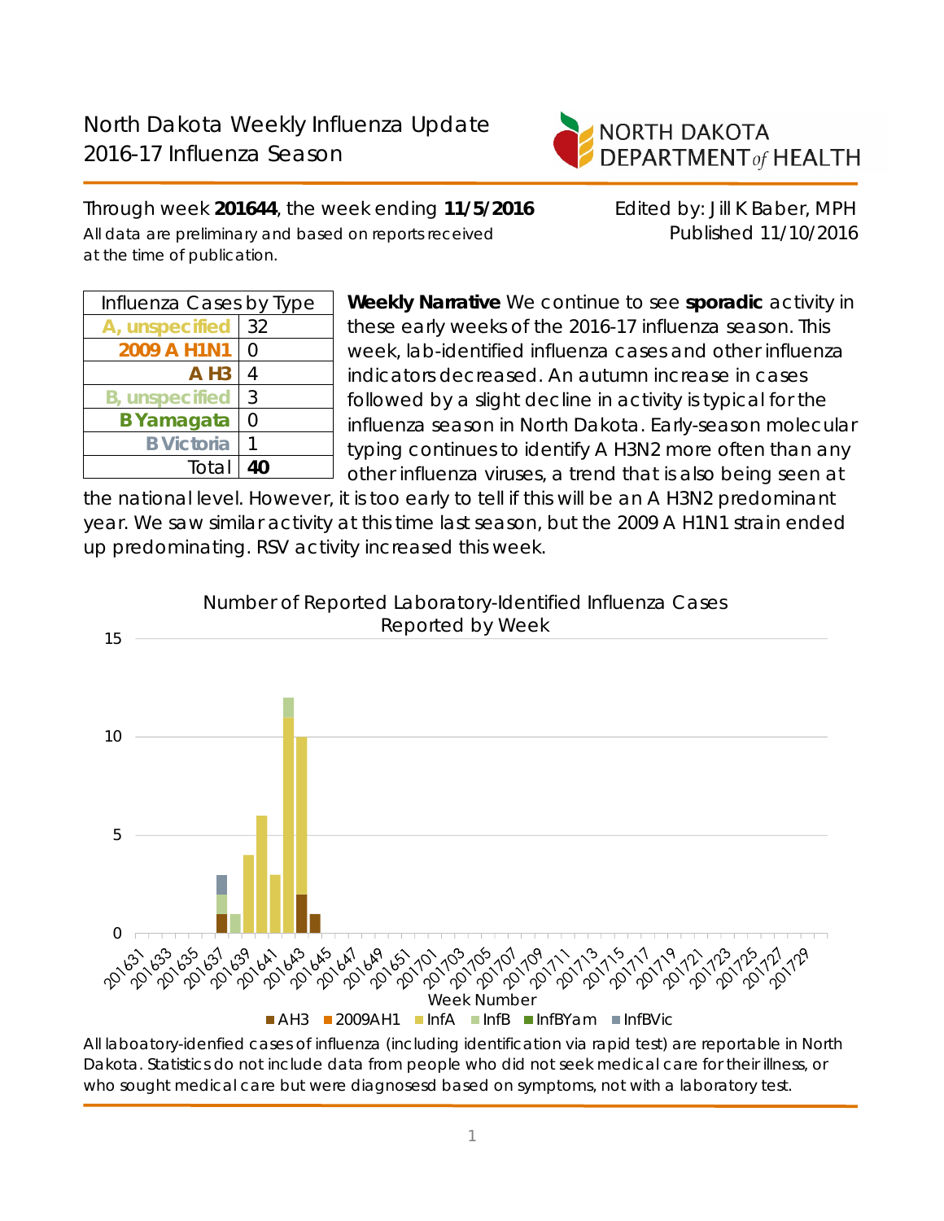# North Dakota Weekly Influenza Update
## 2016-17 Influenza Season

NORTH DAKOTA DEPARTMENT *of* HEALTH

Through week **201644**, the week ending **11/5/2016**

All data are preliminary and based on reports received at the time of publication.

Edited by: Jill K Baber, MPH
Published 11/10/2016

| Influenza Cases by Type | |
|---|---|
| A, unspecified | 32 |
| 2009 A H1N1 | 0 |
| A H3 | 4 |
| B, unspecified | 3 |
| B Yamagata | 0 |
| B Victoria | 1 |
| Total | **40** |

**Weekly Narrative** We continue to see **sporadic** activity in these early weeks of the 2016-17 influenza season. This week, lab-identified influenza cases and other influenza indicators decreased. An autumn increase in cases followed by a slight decline in activity is typical for the influenza season in North Dakota. Early-season molecular typing continues to identify A H3N2 more often than any other influenza viruses, a trend that is also being seen at the national level. However, it is too early to tell if this will be an A H3N2 predominant year. We saw similar activity at this time last season, but the 2009 A H1N1 strain ended up predominating. RSV activity increased this week.

Number of Reported Laboratory-Identified Influenza Cases Reported by Week

All laboatory-idenfied cases of influenza (including identification via rapid test) are reportable in North Dakota. Statistics do not include data from people who did not seek medical care for their illness, or who sought medical care but were diagnosesd based on symptoms, not with a laboratory test.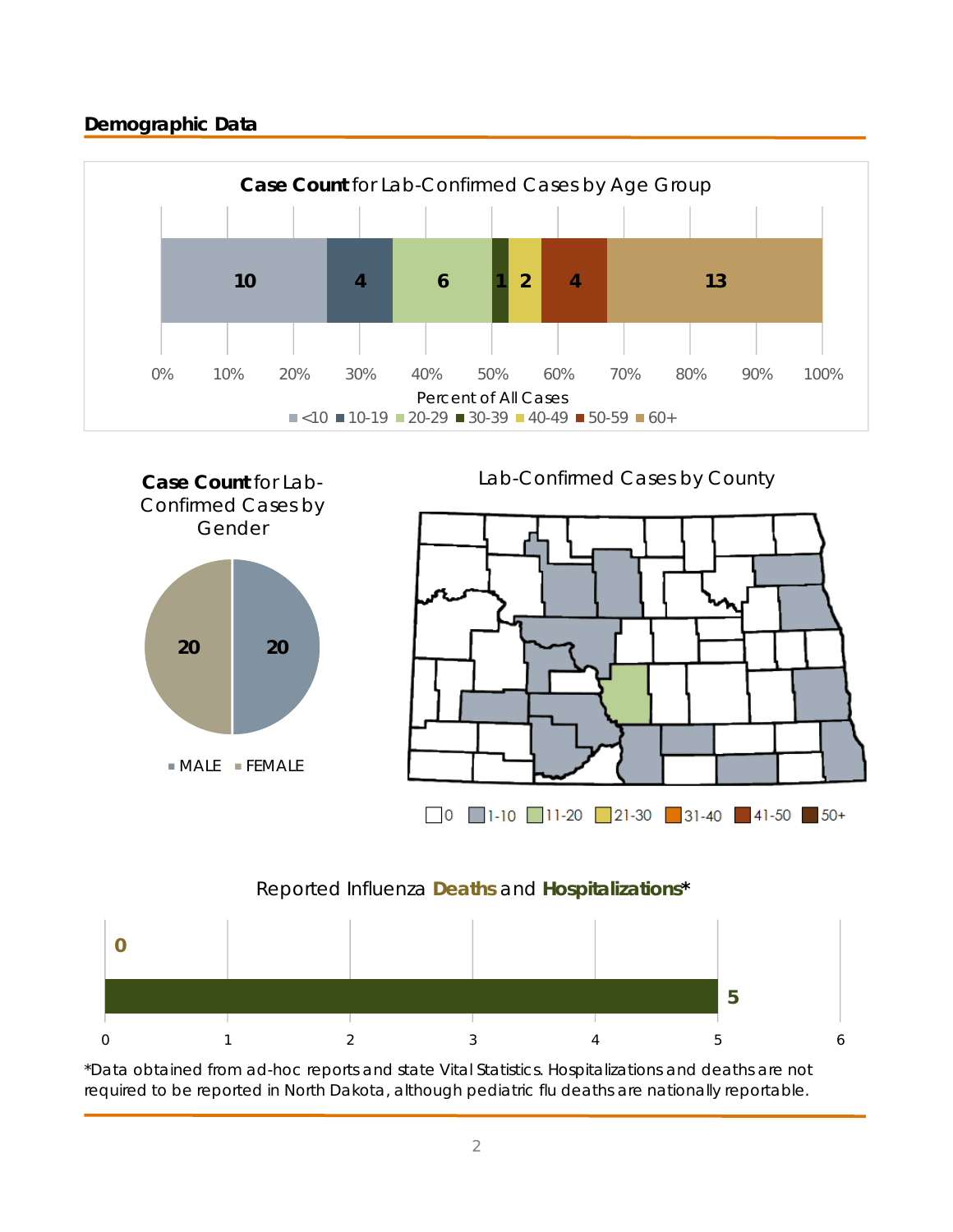## Demographic Data

**Case Count** for Lab-Confirmed Cases by Age Group

| Age Group | Case Count |
|---|---|
| <10 | 10 |
| 10-19 | 4 |
| 20-29 | 6 |
| 30-39 | 1 |
| 40-49 | 2 |
| 50-59 | 4 |
| 60+ | 13 |

Percent of All Cases

**Case Count** for Lab-Confirmed Cases by Gender

| Gender | Case Count |
|---|---|
| MALE | 20 |
| FEMALE | 20 |

Lab-Confirmed Cases by County

Legend: 0, 1-10, 11-20, 21-30, 31-40, 41-50, 50+

Reported Influenza **Deaths** and **Hospitalizations***

| | Count |
|---|---|
| Deaths | 0 |
| Hospitalizations | 5 |

*Data obtained from ad-hoc reports and state Vital Statistics. Hospitalizations and deaths are not required to be reported in North Dakota, although pediatric flu deaths are nationally reportable.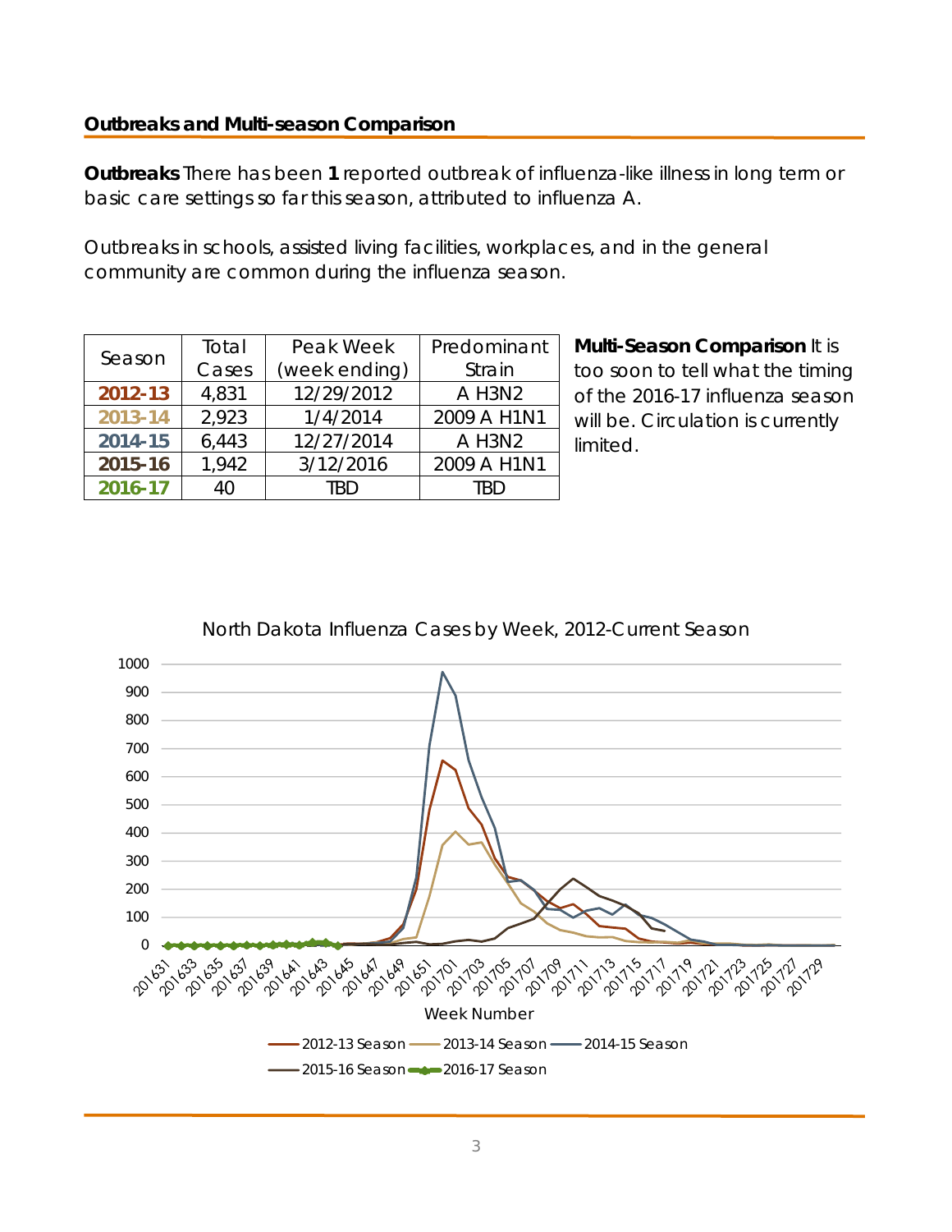## Outbreaks and Multi-season Comparison

**Outbreaks** There has been **1** reported outbreak of influenza-like illness in long term or basic care settings so far this season, attributed to influenza A.

Outbreaks in schools, assisted living facilities, workplaces, and in the general community are common during the influenza season.

| Season | Total Cases | Peak Week (week ending) | Predominant Strain |
|---|---|---|---|
| 2012-13 | 4,831 | 12/29/2012 | A H3N2 |
| 2013-14 | 2,923 | 1/4/2014 | 2009 A H1N1 |
| 2014-15 | 6,443 | 12/27/2014 | A H3N2 |
| 2015-16 | 1,942 | 3/12/2016 | 2009 A H1N1 |
| 2016-17 | 40 | TBD | TBD |

**Multi-Season Comparison** It is too soon to tell what the timing of the 2016-17 influenza season will be. Circulation is currently limited.

North Dakota Influenza Cases by Week, 2012-Current Season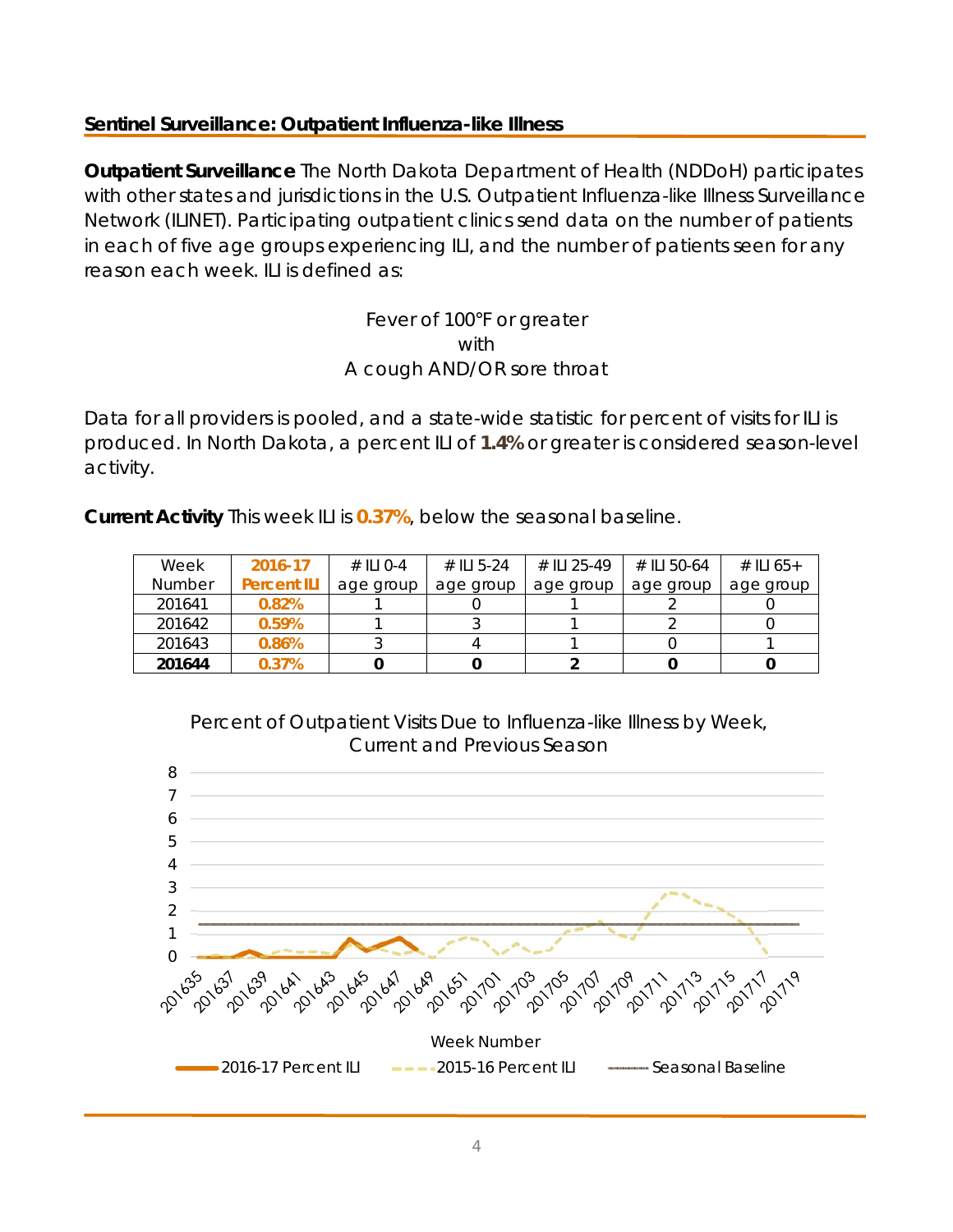## Sentinel Surveillance: Outpatient Influenza-like Illness

**Outpatient Surveillance** The North Dakota Department of Health (NDDoH) participates with other states and jurisdictions in the U.S. Outpatient Influenza-like Illness Surveillance Network (ILINET). Participating outpatient clinics send data on the number of patients in each of five age groups experiencing ILI, and the number of patients seen for any reason each week. ILI is defined as:

Fever of 100°F or greater
with
A cough AND/OR sore throat

Data for all providers is pooled, and a state-wide statistic for percent of visits for ILI is produced. In North Dakota, a percent ILI of **1.4%** or greater is considered season-level activity.

**Current Activity** This week ILI is **0.37%**, below the seasonal baseline.

| Week Number | 2016-17 Percent ILI | # ILI 0-4 age group | # ILI 5-24 age group | # ILI 25-49 age group | # ILI 50-64 age group | # ILI 65+ age group |
|---|---|---|---|---|---|---|
| 201641 | 0.82% | 1 | 0 | 1 | 2 | 0 |
| 201642 | 0.59% | 1 | 3 | 1 | 2 | 0 |
| 201643 | 0.86% | 3 | 4 | 1 | 0 | 1 |
| **201644** | **0.37%** | **0** | **0** | **2** | **0** | **0** |

Percent of Outpatient Visits Due to Influenza-like Illness by Week, Current and Previous Season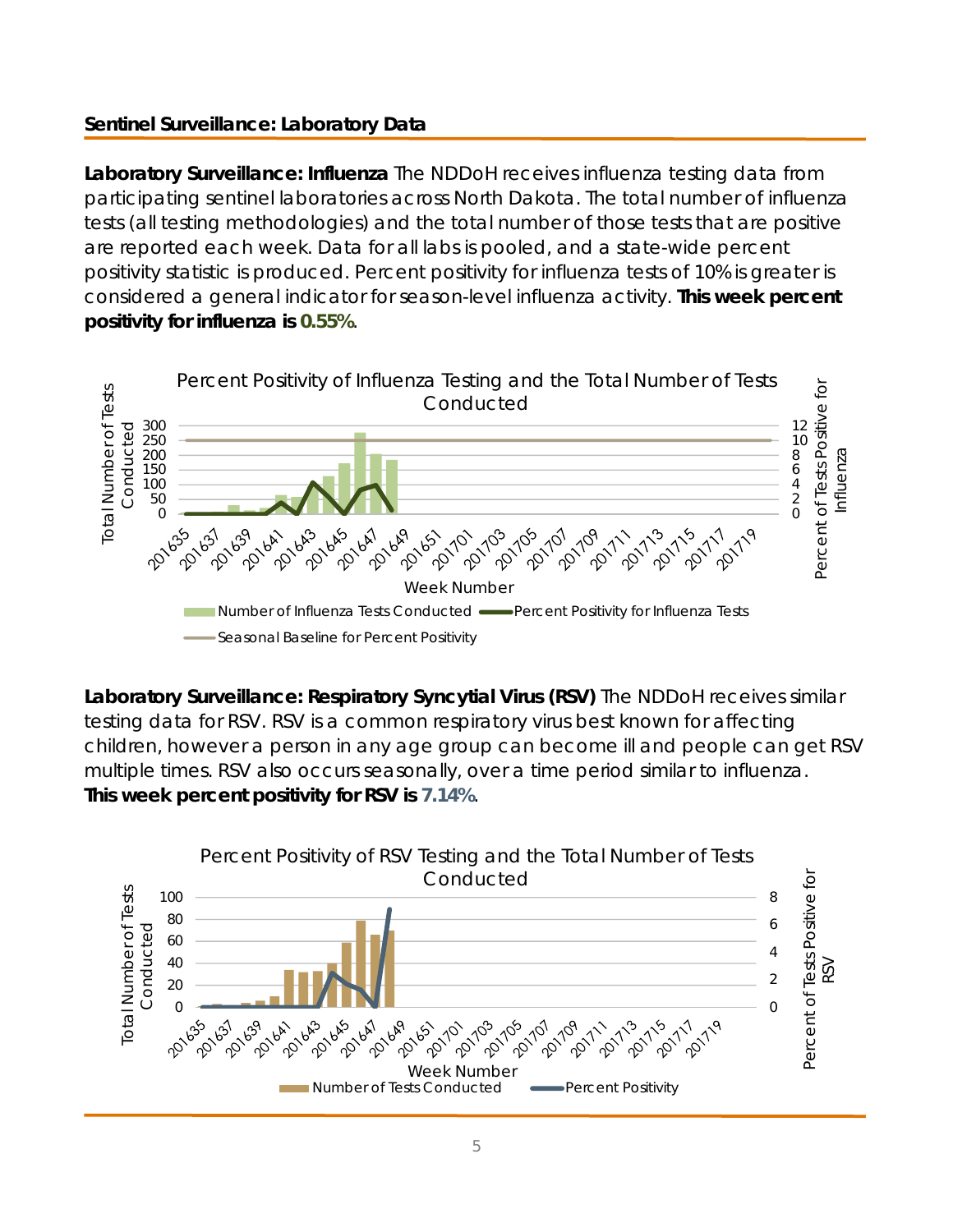## Sentinel Surveillance: Laboratory Data

**Laboratory Surveillance: Influenza** The NDDoH receives influenza testing data from participating sentinel laboratories across North Dakota. The total number of influenza tests (all testing methodologies) and the total number of those tests that are positive are reported each week. Data for all labs is pooled, and a state-wide percent positivity statistic is produced. Percent positivity for influenza tests of 10% is greater is considered a general indicator for season-level influenza activity. **This week percent positivity for influenza is 0.55%**.

Percent Positivity of Influenza Testing and the Total Number of Tests Conducted

**Laboratory Surveillance: Respiratory Syncytial Virus (RSV)** The NDDoH receives similar testing data for RSV. RSV is a common respiratory virus best known for affecting children, however a person in any age group can become ill and people can get RSV multiple times. RSV also occurs seasonally, over a time period similar to influenza. **This week percent positivity for RSV is 7.14%**.

Percent Positivity of RSV Testing and the Total Number of Tests Conducted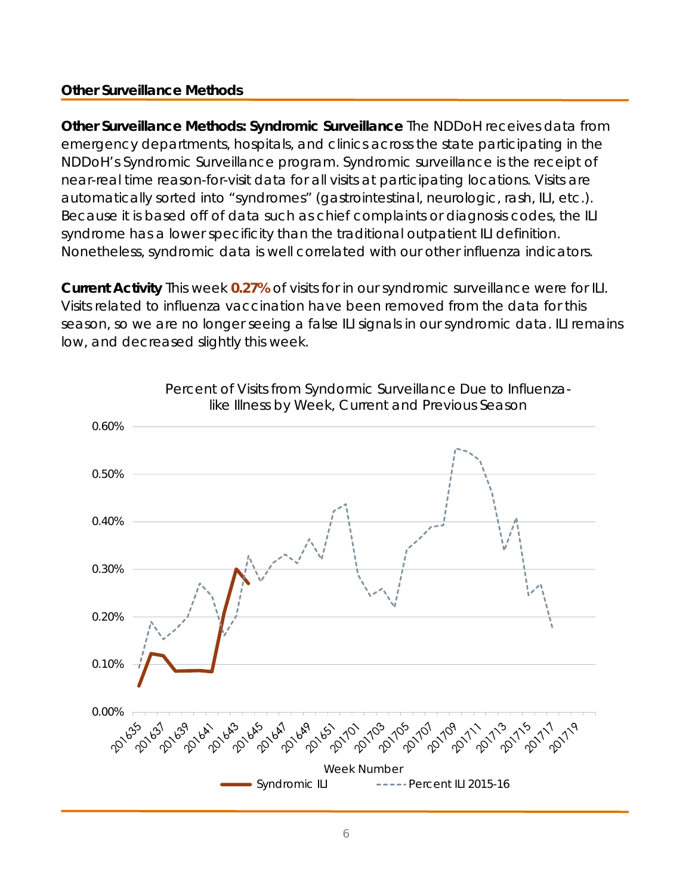## Other Surveillance Methods

**Other Surveillance Methods: Syndromic Surveillance** The NDDoH receives data from emergency departments, hospitals, and clinics across the state participating in the NDDoH's Syndromic Surveillance program. Syndromic surveillance is the receipt of near-real time reason-for-visit data for all visits at participating locations. Visits are automatically sorted into "syndromes" (gastrointestinal, neurologic, rash, ILI, etc.). Because it is based off of data such as chief complaints or diagnosis codes, the ILI syndrome has a lower specificity than the traditional outpatient ILI definition. Nonetheless, syndromic data is well correlated with our other influenza indicators.

**Current Activity** This week **0.27%** of visits for in our syndromic surveillance were for ILI. Visits related to influenza vaccination have been removed from the data for this season, so we are no longer seeing a false ILI signals in our syndromic data. ILI remains low, and decreased slightly this week.

Percent of Visits from Syndormic Surveillance Due to Influenza-like Illness by Week, Current and Previous Season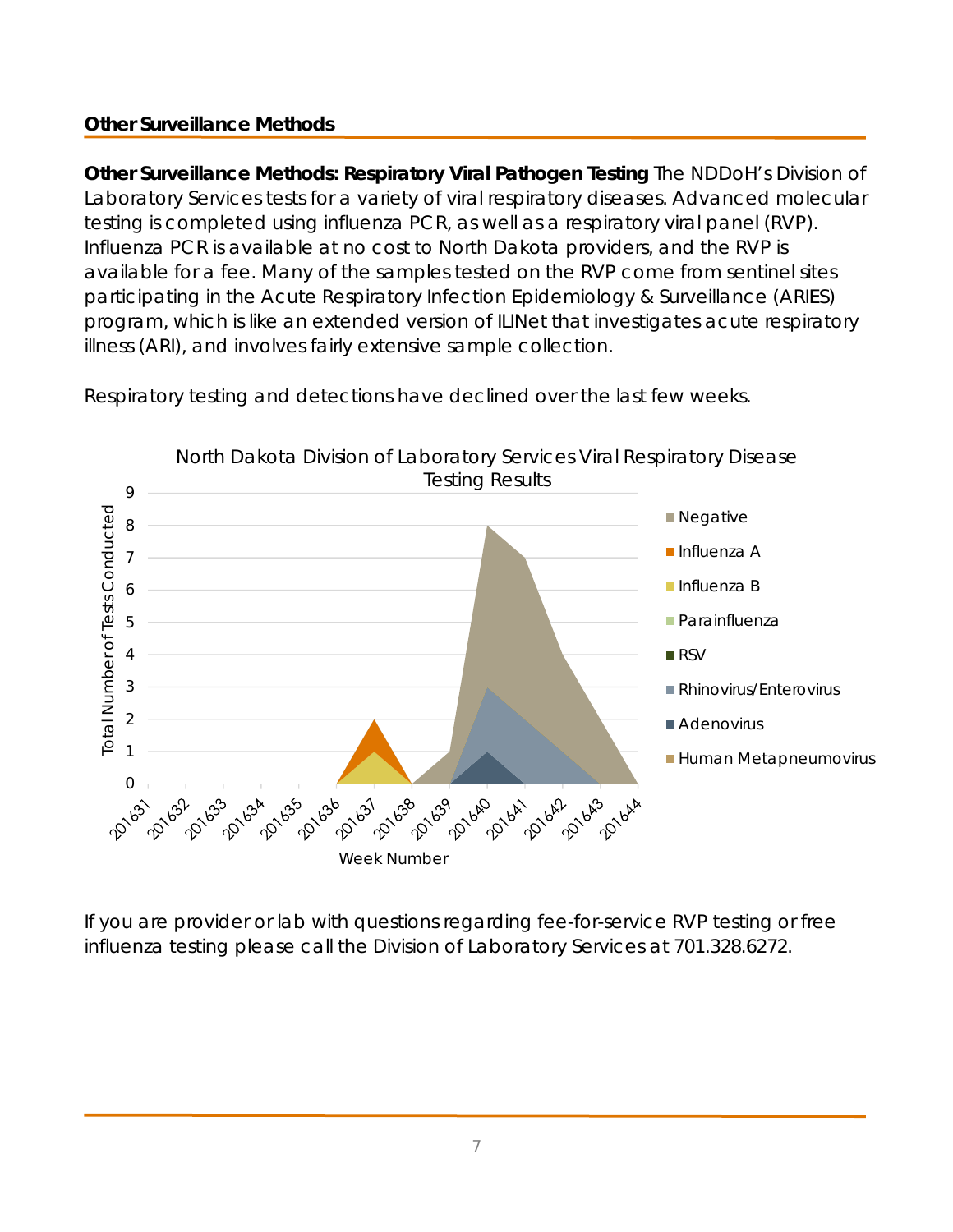## Other Surveillance Methods

**Other Surveillance Methods: Respiratory Viral Pathogen Testing** The NDDoH's Division of Laboratory Services tests for a variety of viral respiratory diseases. Advanced molecular testing is completed using influenza PCR, as well as a respiratory viral panel (RVP). Influenza PCR is available at no cost to North Dakota providers, and the RVP is available for a fee. Many of the samples tested on the RVP come from sentinel sites participating in the Acute Respiratory Infection Epidemiology & Surveillance (ARIES) program, which is like an extended version of ILINet that investigates acute respiratory illness (ARI), and involves fairly extensive sample collection.

Respiratory testing and detections have declined over the last few weeks.

North Dakota Division of Laboratory Services Viral Respiratory Disease Testing Results

If you are provider or lab with questions regarding fee-for-service RVP testing or free influenza testing please call the Division of Laboratory Services at 701.328.6272.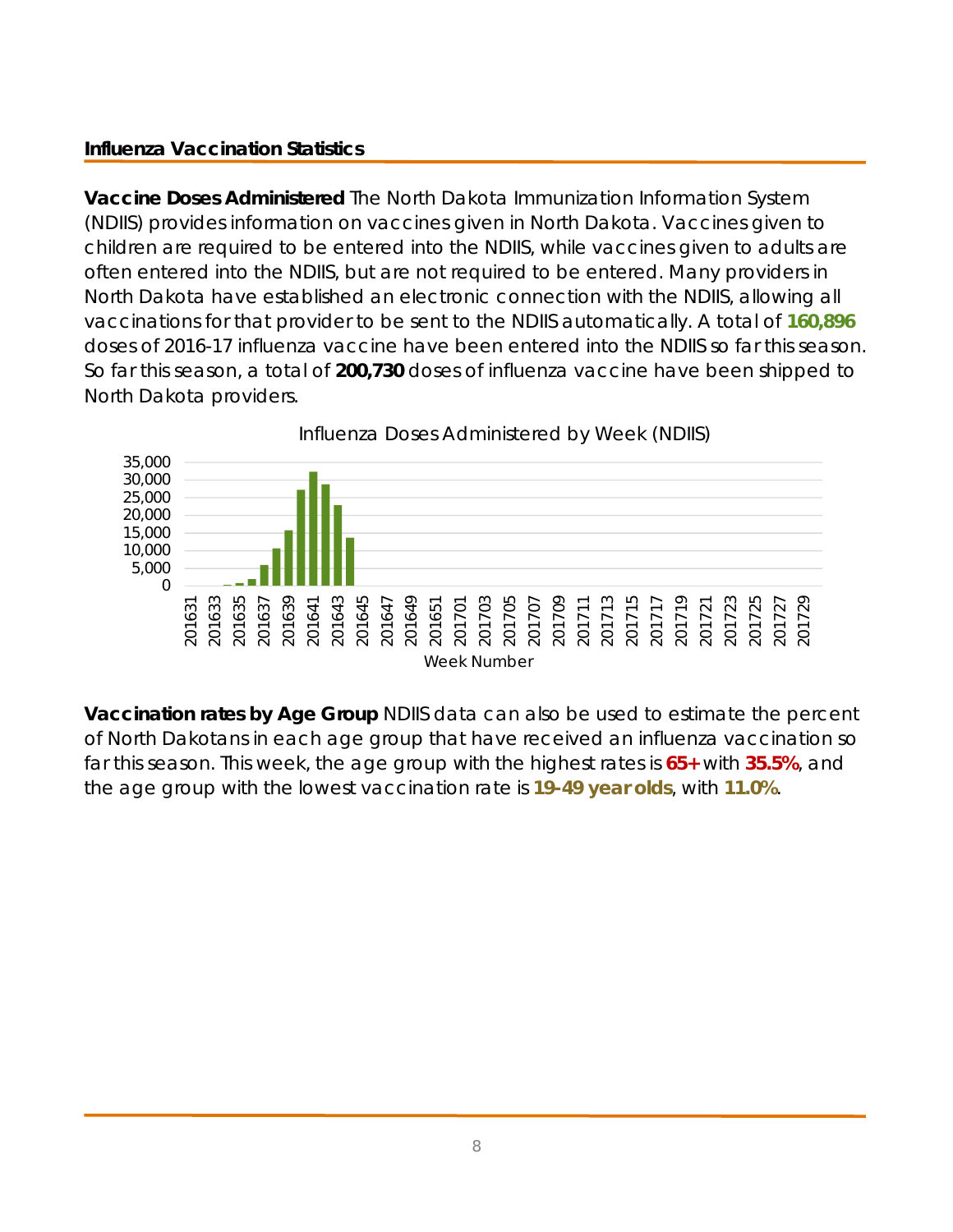## Influenza Vaccination Statistics

**Vaccine Doses Administered** The North Dakota Immunization Information System (NDIIS) provides information on vaccines given in North Dakota. Vaccines given to children are required to be entered into the NDIIS, while vaccines given to adults are often entered into the NDIIS, but are not required to be entered. Many providers in North Dakota have established an electronic connection with the NDIIS, allowing all vaccinations for that provider to be sent to the NDIIS automatically. A total of **160,896** doses of 2016-17 influenza vaccine have been entered into the NDIIS so far this season. So far this season, a total of **200,730** doses of influenza vaccine have been shipped to North Dakota providers.

Influenza Doses Administered by Week (NDIIS)

**Vaccination rates by Age Group** NDIIS data can also be used to estimate the percent of North Dakotans in each age group that have received an influenza vaccination so far this season. This week, the age group with the highest rates is **65+** with **35.5%**, and the age group with the lowest vaccination rate is **19-49 year olds**, with **11.0%**.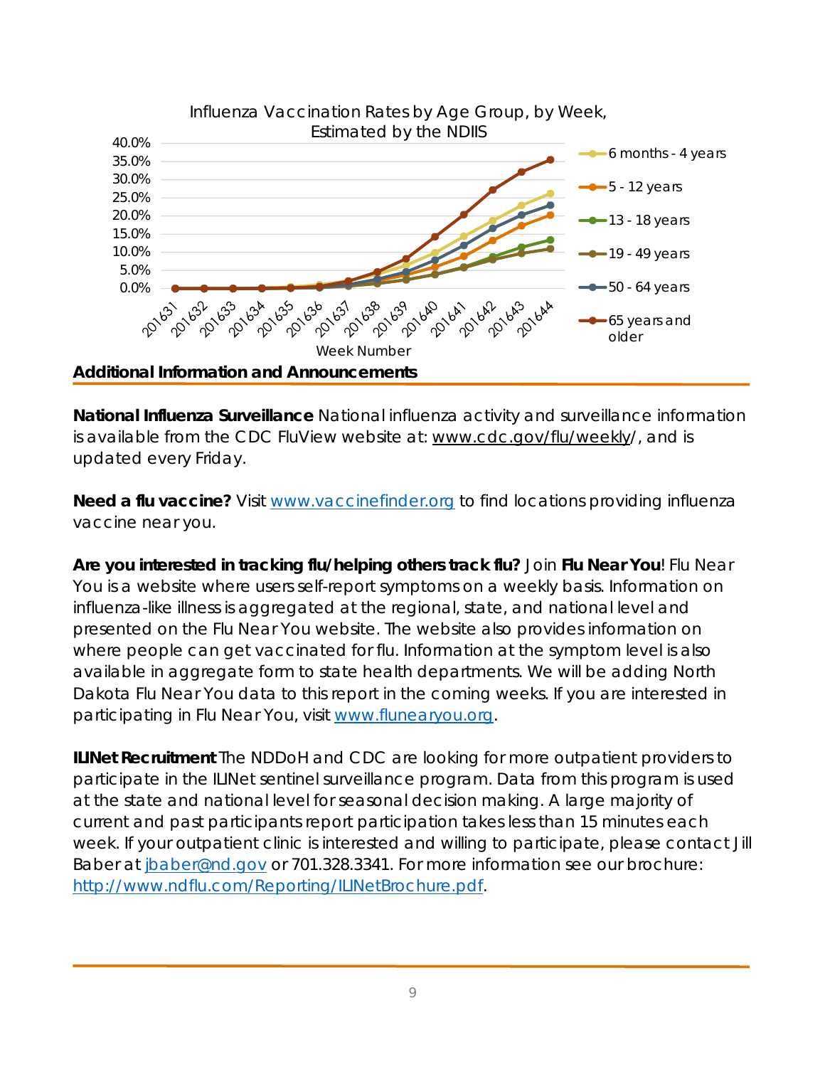Influenza Vaccination Rates by Age Group, by Week, Estimated by the NDIIS

## Additional Information and Announcements

**National Influenza Surveillance** National influenza activity and surveillance information is available from the CDC FluView website at: www.cdc.gov/flu/weekly/, and is updated every Friday.

**Need a flu vaccine?** Visit [www.vaccinefinder.org](www.vaccinefinder.org) to find locations providing influenza vaccine near you.

**Are you interested in tracking flu/helping others track flu?** Join **Flu Near You**! Flu Near You is a website where users self-report symptoms on a weekly basis. Information on influenza-like illness is aggregated at the regional, state, and national level and presented on the Flu Near You website. The website also provides information on where people can get vaccinated for flu. Information at the symptom level is also available in aggregate form to state health departments. We will be adding North Dakota Flu Near You data to this report in the coming weeks. If you are interested in participating in Flu Near You, visit [www.flunearyou.org](www.flunearyou.org).

**ILINet Recruitment** The NDDoH and CDC are looking for more outpatient providers to participate in the ILINet sentinel surveillance program. Data from this program is used at the state and national level for seasonal decision making. A large majority of current and past participants report participation takes less than 15 minutes each week. If your outpatient clinic is interested and willing to participate, please contact Jill Baber at [jbaber@nd.gov](mailto:jbaber@nd.gov) or 701.328.3341. For more information see our brochure: [http://www.ndflu.com/Reporting/ILINetBrochure.pdf](http://www.ndflu.com/Reporting/ILINetBrochure.pdf).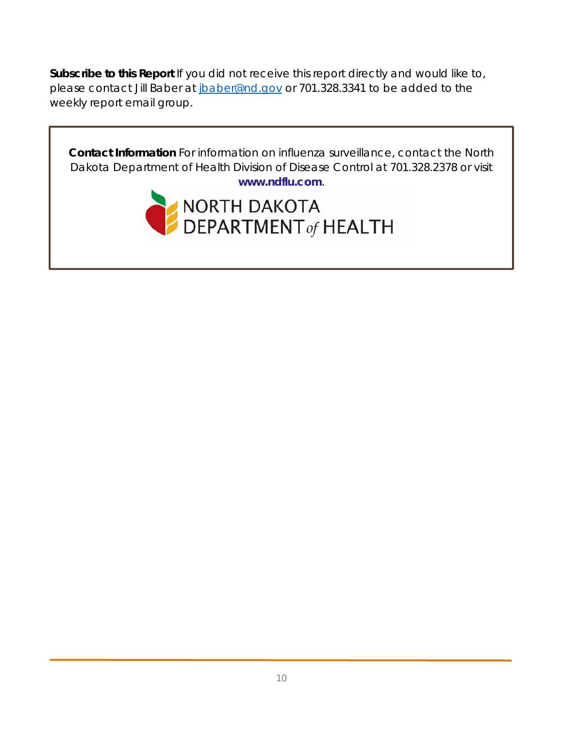**Subscribe to this Report** If you did not receive this report directly and would like to, please contact Jill Baber at jbaber@nd.gov or 701.328.3341 to be added to the weekly report email group.

**Contact Information** For information on influenza surveillance, contact the North Dakota Department of Health Division of Disease Control at 701.328.2378 or visit **www.ndflu.com**.

NORTH DAKOTA DEPARTMENT *of* HEALTH